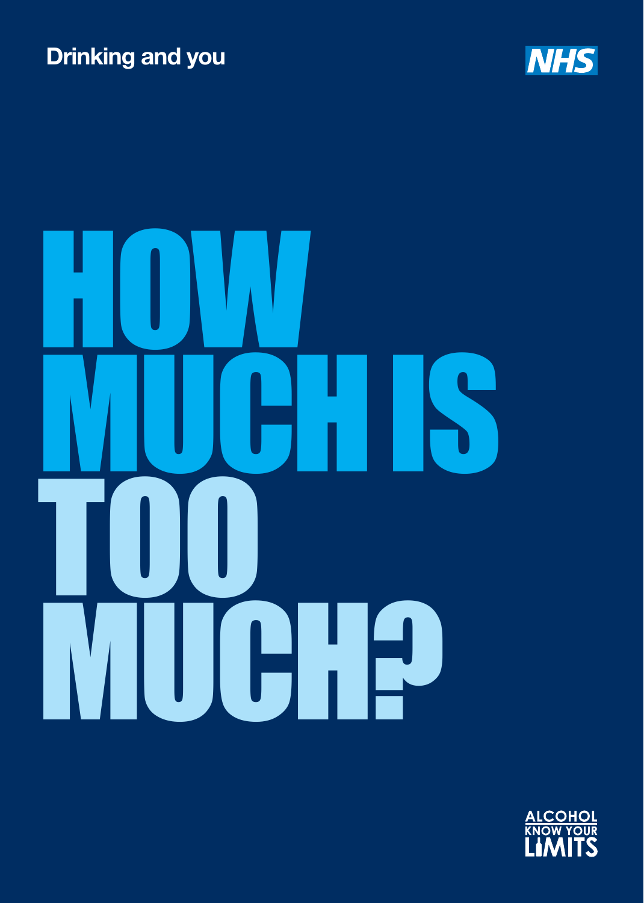Drinking and you

NHS

# HOW MUCH IS TOO MUCH?

ALCOHOL KNOW YOUR LIMITS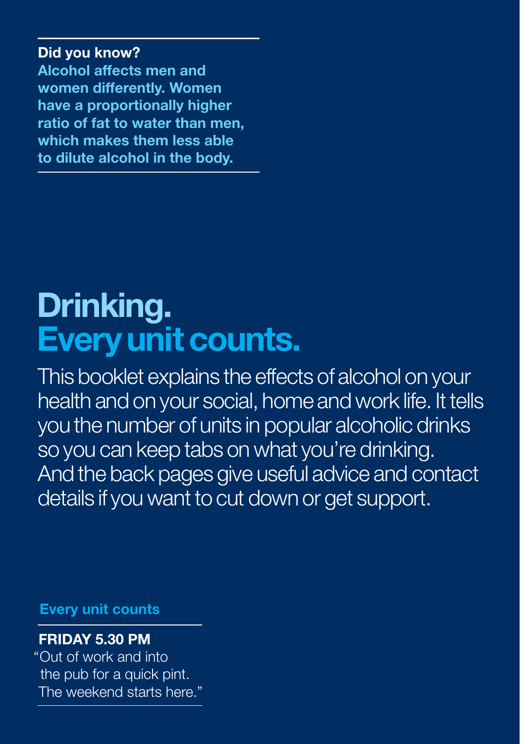**Did you know?**
**Alcohol affects men and women differently. Women have a proportionally higher ratio of fat to water than men, which makes them less able to dilute alcohol in the body.**

# Drinking. Every unit counts.

This booklet explains the effects of alcohol on your health and on your social, home and work life. It tells you the number of units in popular alcoholic drinks so you can keep tabs on what you're drinking. And the back pages give useful advice and contact details if you want to cut down or get support.

**Every unit counts**

**FRIDAY 5.30 PM**
"Out of work and into the pub for a quick pint. The weekend starts here."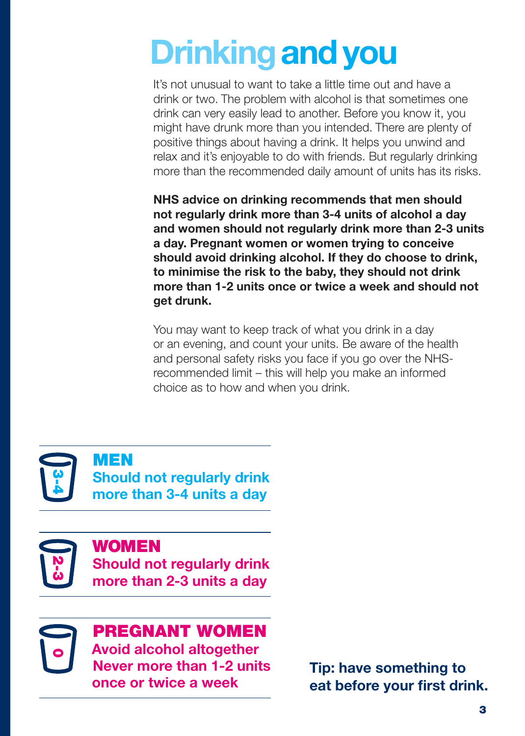# Drinking and you

It's not unusual to want to take a little time out and have a drink or two. The problem with alcohol is that sometimes one drink can very easily lead to another. Before you know it, you might have drunk more than you intended. There are plenty of positive things about having a drink. It helps you unwind and relax and it's enjoyable to do with friends. But regularly drinking more than the recommended daily amount of units has its risks.

**NHS advice on drinking recommends that men should not regularly drink more than 3-4 units of alcohol a day and women should not regularly drink more than 2-3 units a day. Pregnant women or women trying to conceive should avoid drinking alcohol. If they do choose to drink, to minimise the risk to the baby, they should not drink more than 1-2 units once or twice a week and should not get drunk.**

You may want to keep track of what you drink in a day or an evening, and count your units. Be aware of the health and personal safety risks you face if you go over the NHS-recommended limit – this will help you make an informed choice as to how and when you drink.

3-4

**MEN**
**Should not regularly drink more than 3-4 units a day**

2-3

**WOMEN**
**Should not regularly drink more than 2-3 units a day**

0

**PREGNANT WOMEN**
**Avoid alcohol altogether**
**Never more than 1-2 units once or twice a week**

**Tip: have something to eat before your first drink.**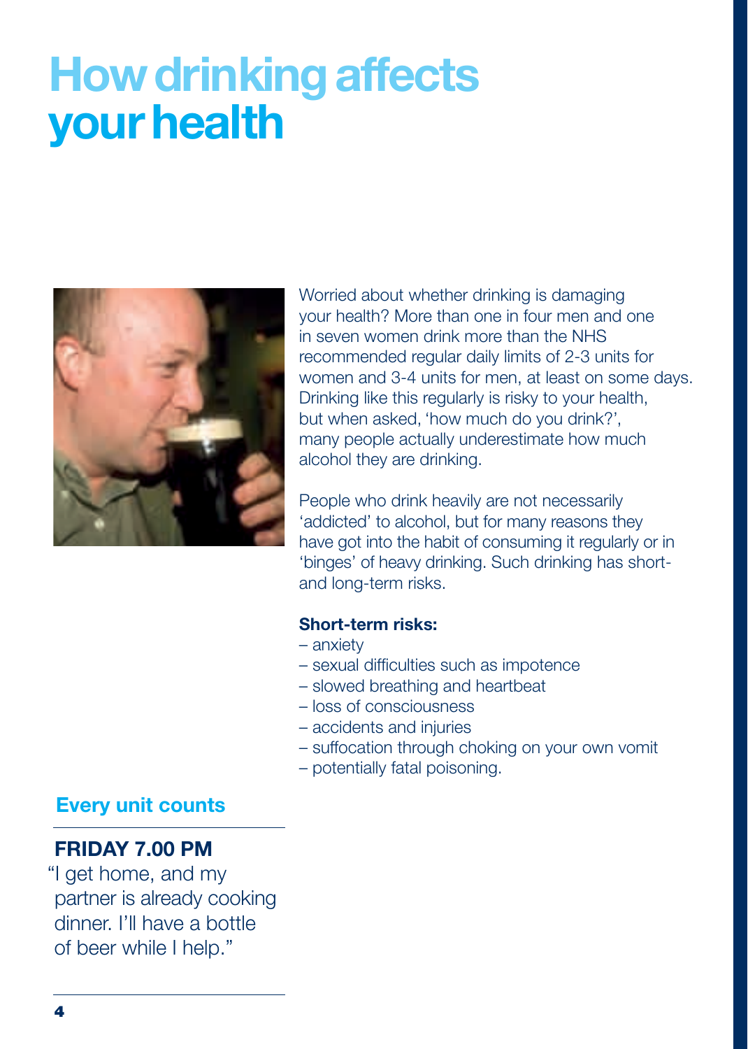# How drinking affects your health

Worried about whether drinking is damaging your health? More than one in four men and one in seven women drink more than the NHS recommended regular daily limits of 2-3 units for women and 3-4 units for men, at least on some days. Drinking like this regularly is risky to your health, but when asked, 'how much do you drink?', many people actually underestimate how much alcohol they are drinking.

People who drink heavily are not necessarily 'addicted' to alcohol, but for many reasons they have got into the habit of consuming it regularly or in 'binges' of heavy drinking. Such drinking has short- and long-term risks.

**Short-term risks:**

- anxiety
- sexual difficulties such as impotence
- slowed breathing and heartbeat
- loss of consciousness
- accidents and injuries
- suffocation through choking on your own vomit
- potentially fatal poisoning.

## Every unit counts

**FRIDAY 7.00 PM**

"I get home, and my partner is already cooking dinner. I'll have a bottle of beer while I help."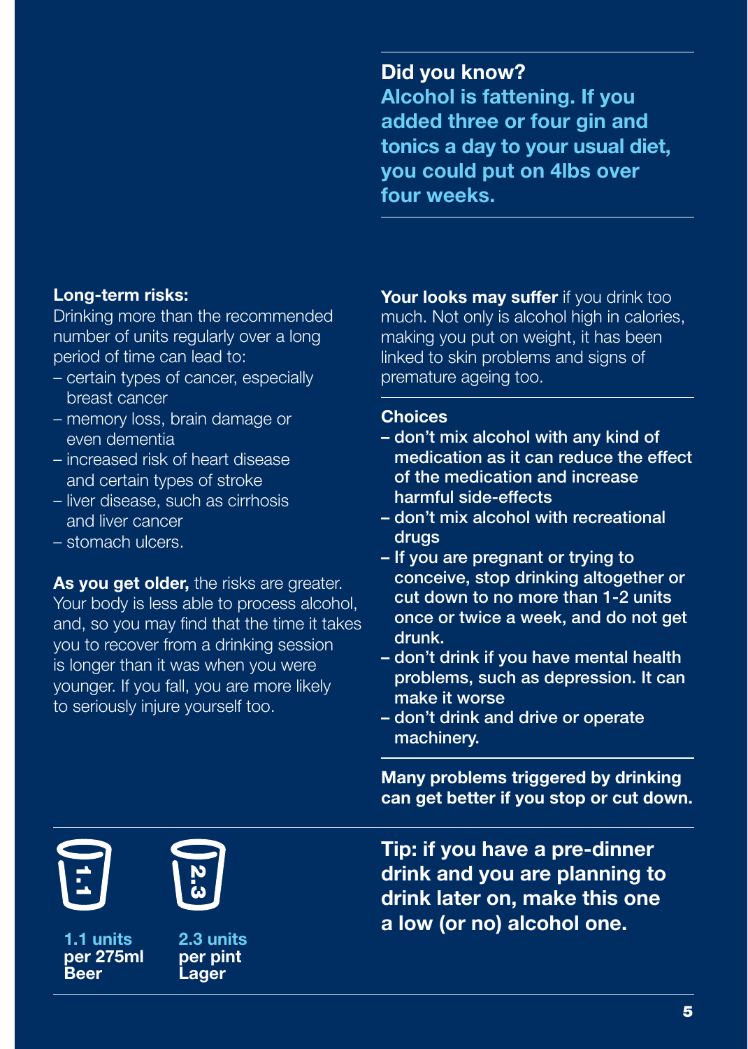**Did you know?**
**Alcohol is fattening. If you added three or four gin and tonics a day to your usual diet, you could put on 4lbs over four weeks.**

**Long-term risks:**
Drinking more than the recommended number of units regularly over a long period of time can lead to:

- certain types of cancer, especially breast cancer
- memory loss, brain damage or even dementia
- increased risk of heart disease and certain types of stroke
- liver disease, such as cirrhosis and liver cancer
- stomach ulcers.

**As you get older,** the risks are greater. Your body is less able to process alcohol, and, so you may find that the time it takes you to recover from a drinking session is longer than it was when you were younger. If you fall, you are more likely to seriously injure yourself too.

**Your looks may suffer** if you drink too much. Not only is alcohol high in calories, making you put on weight, it has been linked to skin problems and signs of premature ageing too.

**Choices**

- **don't mix alcohol with any kind of medication as it can reduce the effect of the medication and increase harmful side-effects**
- **don't mix alcohol with recreational drugs**
- **If you are pregnant or trying to conceive, stop drinking altogether or cut down to no more than 1-2 units once or twice a week, and do not get drunk.**
- **don't drink if you have mental health problems, such as depression. It can make it worse**
- **don't drink and drive or operate machinery.**

**Many problems triggered by drinking can get better if you stop or cut down.**

**1.1 units per 275ml Beer**

**2.3 units per pint Lager**

**Tip: if you have a pre-dinner drink and you are planning to drink later on, make this one a low (or no) alcohol one.**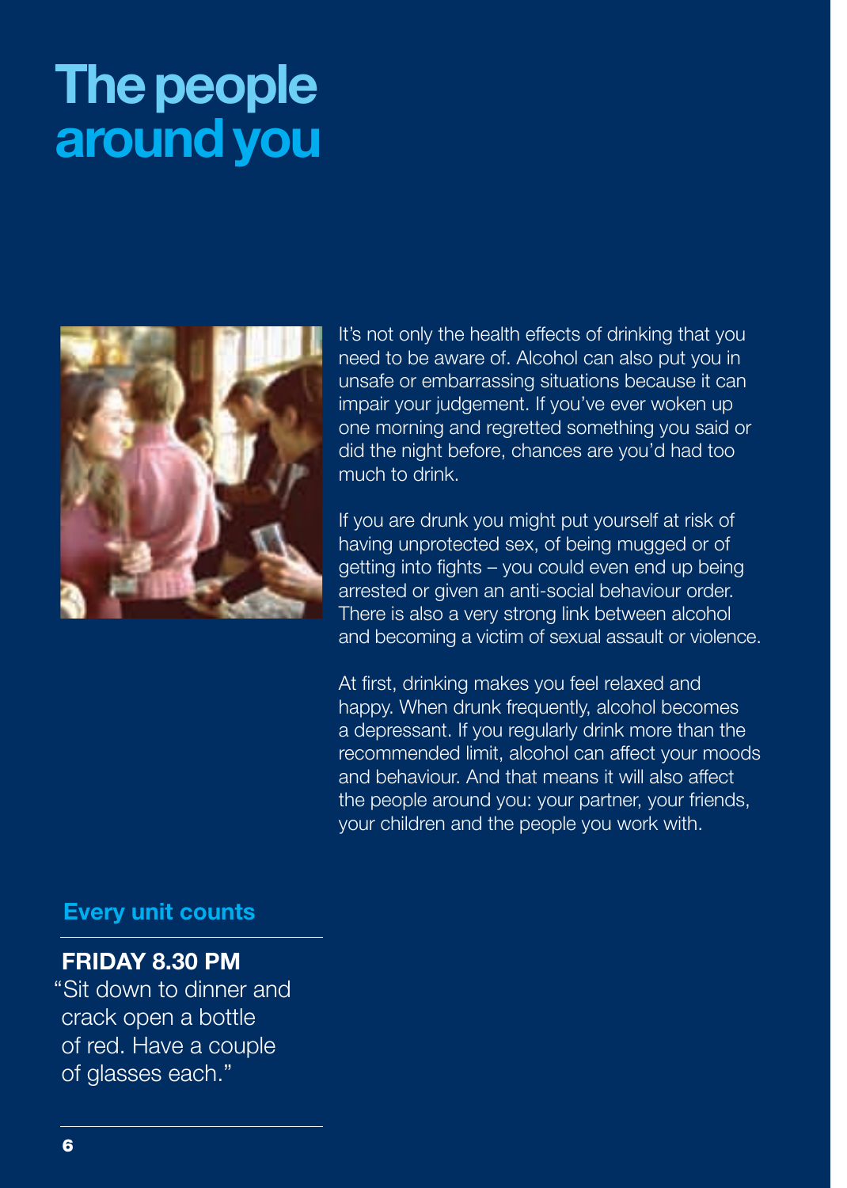# The people around you

It's not only the health effects of drinking that you need to be aware of. Alcohol can also put you in unsafe or embarrassing situations because it can impair your judgement. If you've ever woken up one morning and regretted something you said or did the night before, chances are you'd had too much to drink.

If you are drunk you might put yourself at risk of having unprotected sex, of being mugged or of getting into fights – you could even end up being arrested or given an anti-social behaviour order. There is also a very strong link between alcohol and becoming a victim of sexual assault or violence.

At first, drinking makes you feel relaxed and happy. When drunk frequently, alcohol becomes a depressant. If you regularly drink more than the recommended limit, alcohol can affect your moods and behaviour. And that means it will also affect the people around you: your partner, your friends, your children and the people you work with.

### Every unit counts

**FRIDAY 8.30 PM**

"Sit down to dinner and crack open a bottle of red. Have a couple of glasses each."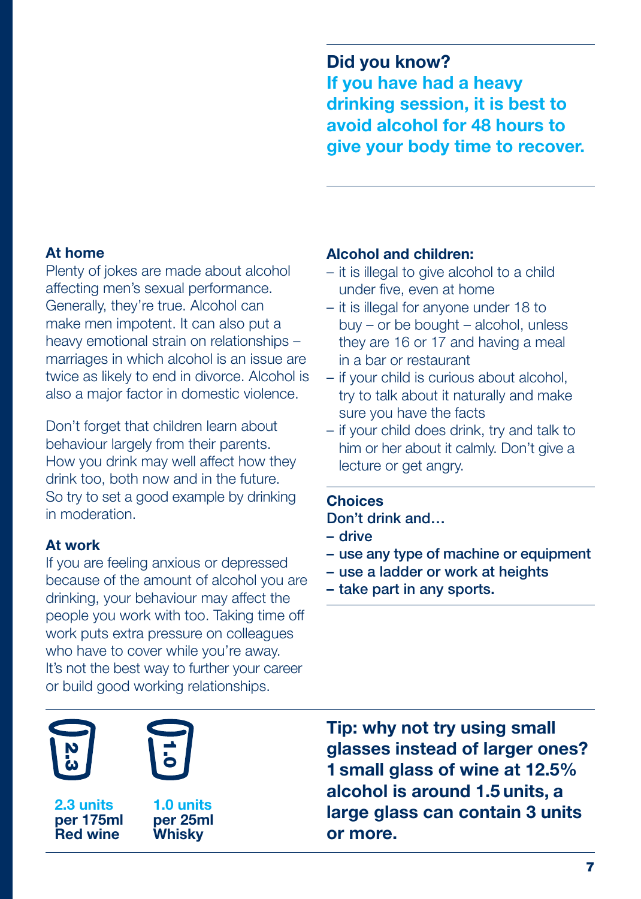**Did you know?**
**If you have had a heavy drinking session, it is best to avoid alcohol for 48 hours to give your body time to recover.**

### At home

Plenty of jokes are made about alcohol affecting men's sexual performance. Generally, they're true. Alcohol can make men impotent. It can also put a heavy emotional strain on relationships – marriages in which alcohol is an issue are twice as likely to end in divorce. Alcohol is also a major factor in domestic violence.

Don't forget that children learn about behaviour largely from their parents. How you drink may well affect how they drink too, both now and in the future. So try to set a good example by drinking in moderation.

### At work

If you are feeling anxious or depressed because of the amount of alcohol you are drinking, your behaviour may affect the people you work with too. Taking time off work puts extra pressure on colleagues who have to cover while you're away. It's not the best way to further your career or build good working relationships.

### Alcohol and children:

- it is illegal to give alcohol to a child under five, even at home
- it is illegal for anyone under 18 to buy – or be bought – alcohol, unless they are 16 or 17 and having a meal in a bar or restaurant
- if your child is curious about alcohol, try to talk about it naturally and make sure you have the facts
- if your child does drink, try and talk to him or her about it calmly. Don't give a lecture or get angry.

### Choices

**Don't drink and…**

- **drive**
- **use any type of machine or equipment**
- **use a ladder or work at heights**
- **take part in any sports.**

**2.3 units per 175ml Red wine**

**1.0 units per 25ml Whisky**

**Tip: why not try using small glasses instead of larger ones? 1 small glass of wine at 12.5% alcohol is around 1.5 units, a large glass can contain 3 units or more.**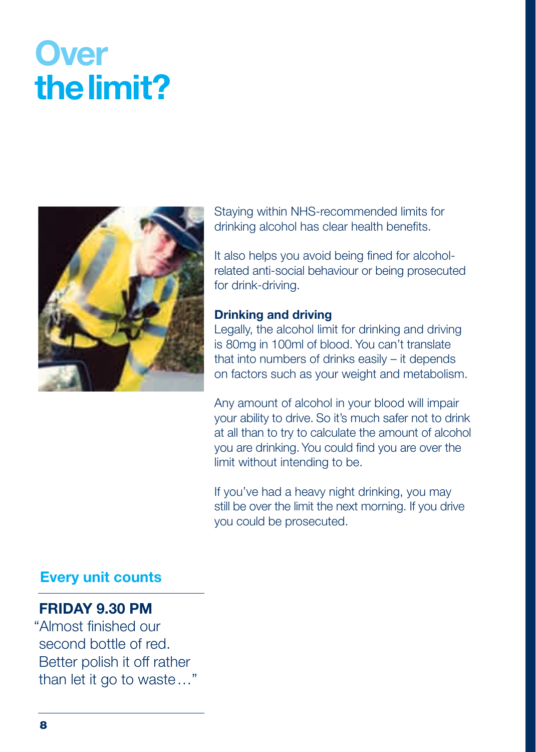# Over the limit?

Staying within NHS-recommended limits for drinking alcohol has clear health benefits.

It also helps you avoid being fined for alcohol-related anti-social behaviour or being prosecuted for drink-driving.

**Drinking and driving**

Legally, the alcohol limit for drinking and driving is 80mg in 100ml of blood. You can't translate that into numbers of drinks easily – it depends on factors such as your weight and metabolism.

Any amount of alcohol in your blood will impair your ability to drive. So it's much safer not to drink at all than to try to calculate the amount of alcohol you are drinking. You could find you are over the limit without intending to be.

If you've had a heavy night drinking, you may still be over the limit the next morning. If you drive you could be prosecuted.

## Every unit counts

**FRIDAY 9.30 PM**

"Almost finished our second bottle of red. Better polish it off rather than let it go to waste…"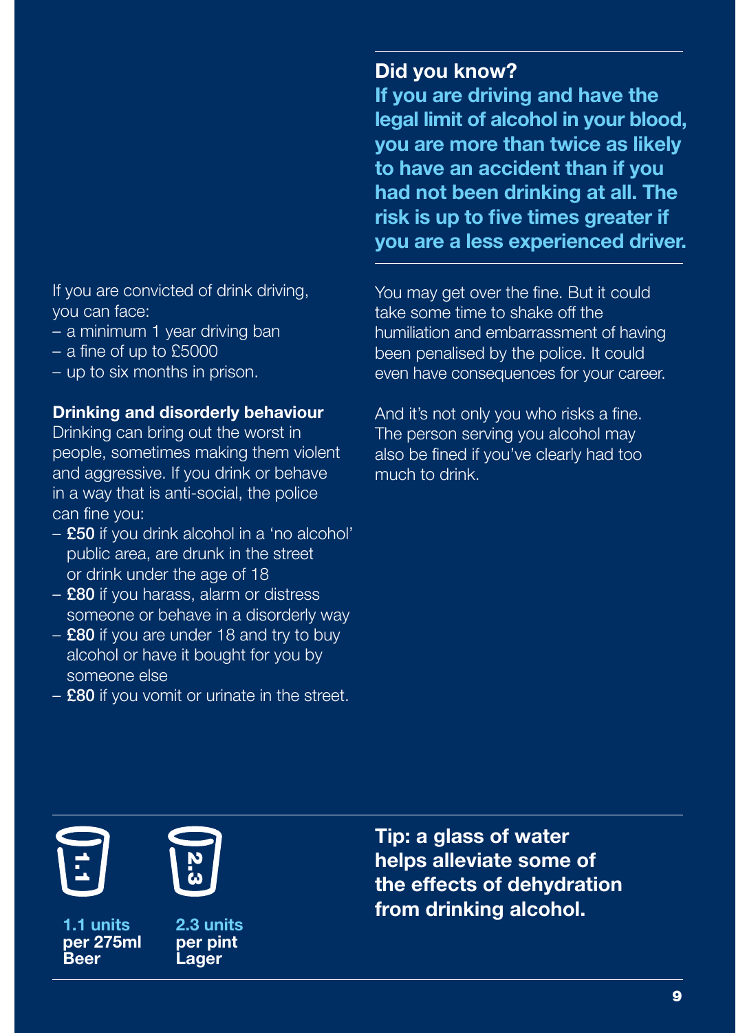**Did you know?**

**If you are driving and have the legal limit of alcohol in your blood, you are more than twice as likely to have an accident than if you had not been drinking at all. The risk is up to five times greater if you are a less experienced driver.**

If you are convicted of drink driving, you can face:

- a minimum 1 year driving ban
- a fine of up to £5000
- up to six months in prison.

**Drinking and disorderly behaviour**

Drinking can bring out the worst in people, sometimes making them violent and aggressive. If you drink or behave in a way that is anti-social, the police can fine you:

- **£50** if you drink alcohol in a 'no alcohol' public area, are drunk in the street or drink under the age of 18
- **£80** if you harass, alarm or distress someone or behave in a disorderly way
- **£80** if you are under 18 and try to buy alcohol or have it bought for you by someone else
- **£80** if you vomit or urinate in the street.

You may get over the fine. But it could take some time to shake off the humiliation and embarrassment of having been penalised by the police. It could even have consequences for your career.

And it's not only you who risks a fine. The person serving you alcohol may also be fined if you've clearly had too much to drink.

**1.1 units per 275ml Beer**

**2.3 units per pint Lager**

**Tip: a glass of water helps alleviate some of the effects of dehydration from drinking alcohol.**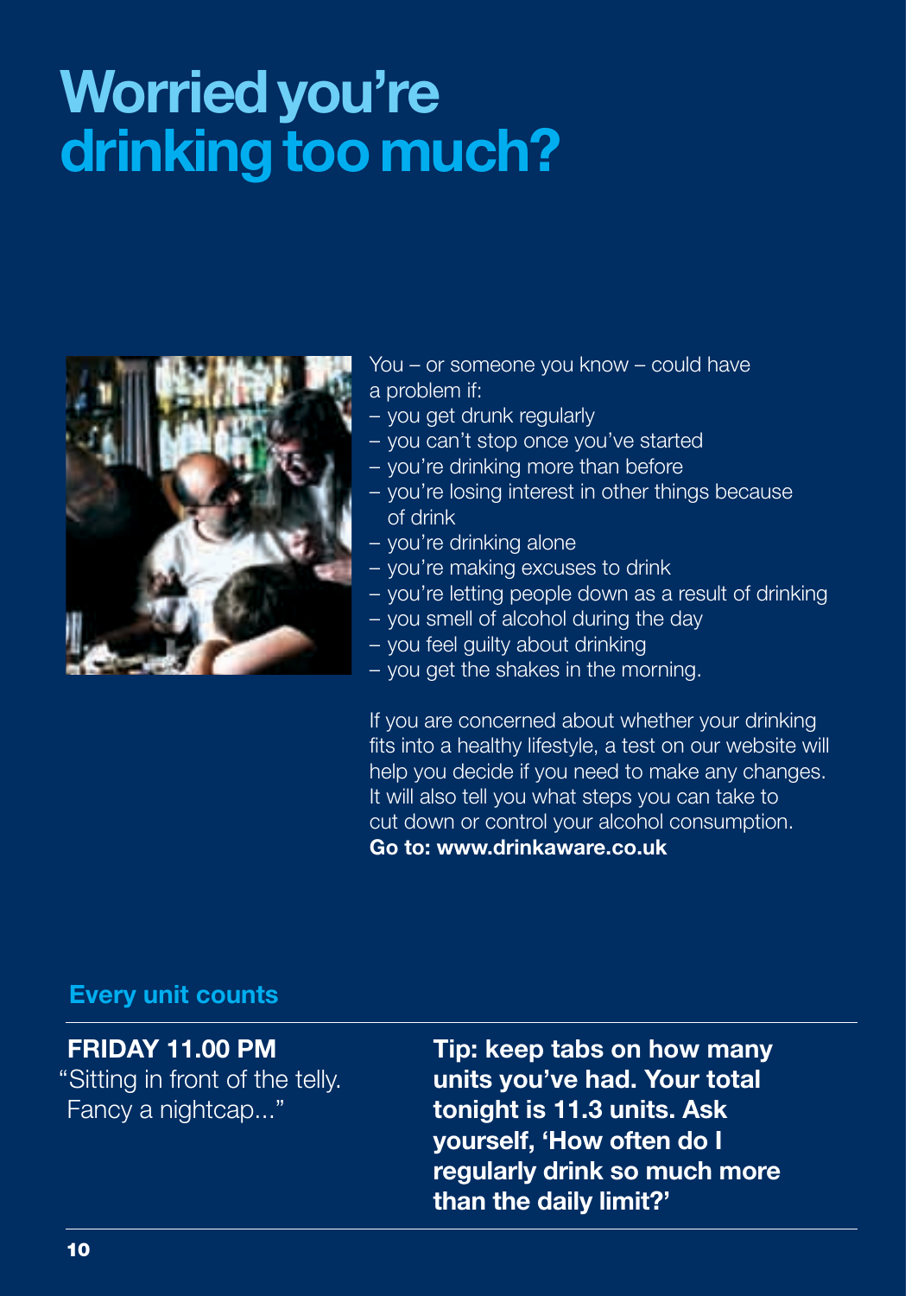# Worried you're drinking too much?

You – or someone you know – could have a problem if:

- you get drunk regularly
- you can't stop once you've started
- you're drinking more than before
- you're losing interest in other things because of drink
- you're drinking alone
- you're making excuses to drink
- you're letting people down as a result of drinking
- you smell of alcohol during the day
- you feel guilty about drinking
- you get the shakes in the morning.

If you are concerned about whether your drinking fits into a healthy lifestyle, a test on our website will help you decide if you need to make any changes. It will also tell you what steps you can take to cut down or control your alcohol consumption.
**Go to: www.drinkaware.co.uk**

## Every unit counts

**FRIDAY 11.00 PM**
"Sitting in front of the telly. Fancy a nightcap..."

**Tip: keep tabs on how many units you've had. Your total tonight is 11.3 units. Ask yourself, 'How often do I regularly drink so much more than the daily limit?'**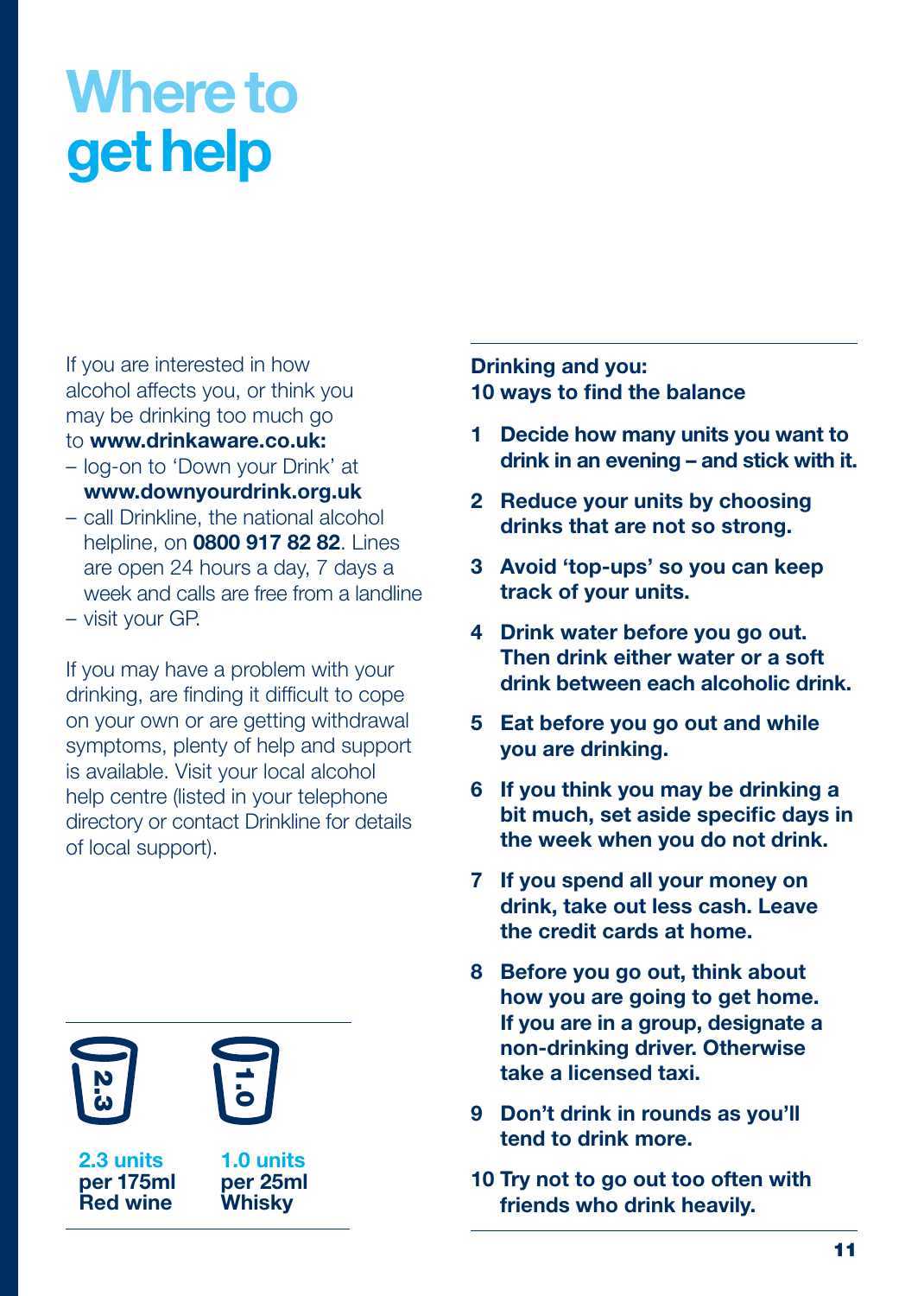# Where to get help

If you are interested in how alcohol affects you, or think you may be drinking too much go to **www.drinkaware.co.uk:**

- log-on to 'Down your Drink' at **www.downyourdrink.org.uk**
- call Drinkline, the national alcohol helpline, on **0800 917 82 82**. Lines are open 24 hours a day, 7 days a week and calls are free from a landline
- visit your GP.

If you may have a problem with your drinking, are finding it difficult to cope on your own or are getting withdrawal symptoms, plenty of help and support is available. Visit your local alcohol help centre (listed in your telephone directory or contact Drinkline for details of local support).

**2.3 units per 175ml Red wine**

**1.0 units per 25ml Whisky**

**Drinking and you: 10 ways to find the balance**

1. **Decide how many units you want to drink in an evening – and stick with it.**
2. **Reduce your units by choosing drinks that are not so strong.**
3. **Avoid 'top-ups' so you can keep track of your units.**
4. **Drink water before you go out. Then drink either water or a soft drink between each alcoholic drink.**
5. **Eat before you go out and while you are drinking.**
6. **If you think you may be drinking a bit much, set aside specific days in the week when you do not drink.**
7. **If you spend all your money on drink, take out less cash. Leave the credit cards at home.**
8. **Before you go out, think about how you are going to get home. If you are in a group, designate a non-drinking driver. Otherwise take a licensed taxi.**
9. **Don't drink in rounds as you'll tend to drink more.**
10. **Try not to go out too often with friends who drink heavily.**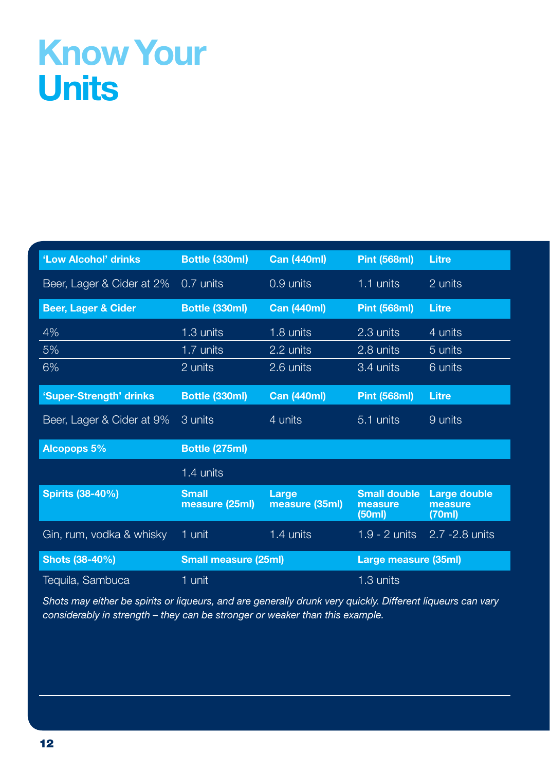# Know Your Units

| 'Low Alcohol' drinks | Bottle (330ml) | Can (440ml) | Pint (568ml) | Litre |
|---|---|---|---|---|
| Beer, Lager & Cider at 2% | 0.7 units | 0.9 units | 1.1 units | 2 units |
| **Beer, Lager & Cider** | **Bottle (330ml)** | **Can (440ml)** | **Pint (568ml)** | **Litre** |
| 4% | 1.3 units | 1.8 units | 2.3 units | 4 units |
| 5% | 1.7 units | 2.2 units | 2.8 units | 5 units |
| 6% | 2 units | 2.6 units | 3.4 units | 6 units |
| **'Super-Strength' drinks** | **Bottle (330ml)** | **Can (440ml)** | **Pint (568ml)** | **Litre** |
| Beer, Lager & Cider at 9% | 3 units | 4 units | 5.1 units | 9 units |
| **Alcopops 5%** | **Bottle (275ml)** | | | |
| | 1.4 units | | | |
| **Spirits (38-40%)** | **Small measure (25ml)** | **Large measure (35ml)** | **Small double measure (50ml)** | **Large double measure (70ml)** |
| Gin, rum, vodka & whisky | 1 unit | 1.4 units | 1.9 - 2 units | 2.7 -2.8 units |
| **Shots (38-40%)** | **Small measure (25ml)** | | **Large measure (35ml)** | |
| Tequila, Sambuca | 1 unit | | 1.3 units | |

*Shots may either be spirits or liqueurs, and are generally drunk very quickly. Different liqueurs can vary considerably in strength – they can be stronger or weaker than this example.*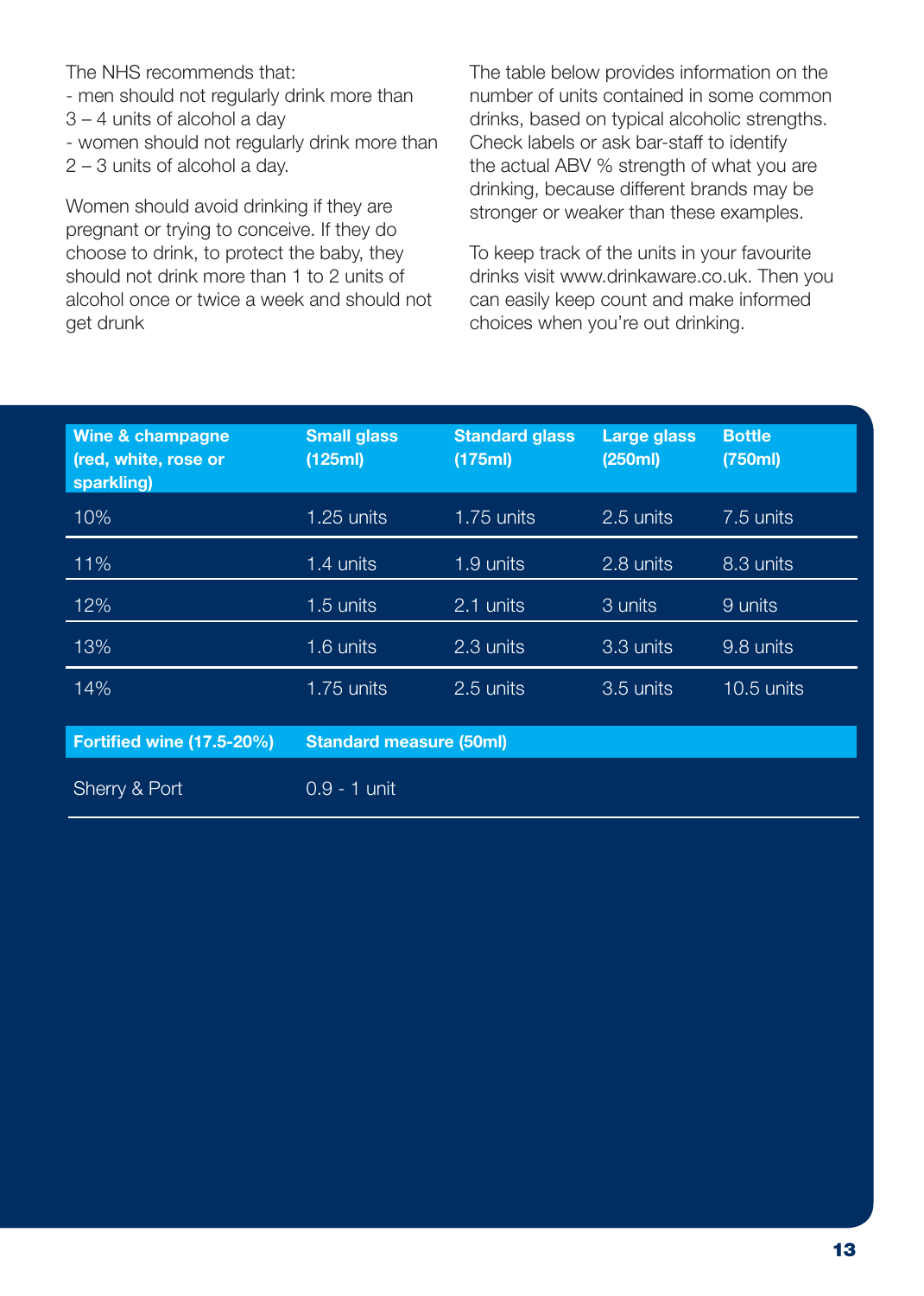The NHS recommends that:

- men should not regularly drink more than 3 – 4 units of alcohol a day
- women should not regularly drink more than 2 – 3 units of alcohol a day.

Women should avoid drinking if they are pregnant or trying to conceive. If they do choose to drink, to protect the baby, they should not drink more than 1 to 2 units of alcohol once or twice a week and should not get drunk

The table below provides information on the number of units contained in some common drinks, based on typical alcoholic strengths. Check labels or ask bar-staff to identify the actual ABV % strength of what you are drinking, because different brands may be stronger or weaker than these examples.

To keep track of the units in your favourite drinks visit www.drinkaware.co.uk. Then you can easily keep count and make informed choices when you're out drinking.

| Wine & champagne (red, white, rose or sparkling) | Small glass (125ml) | Standard glass (175ml) | Large glass (250ml) | Bottle (750ml) |
|---|---|---|---|---|
| 10% | 1.25 units | 1.75 units | 2.5 units | 7.5 units |
| 11% | 1.4 units | 1.9 units | 2.8 units | 8.3 units |
| 12% | 1.5 units | 2.1 units | 3 units | 9 units |
| 13% | 1.6 units | 2.3 units | 3.3 units | 9.8 units |
| 14% | 1.75 units | 2.5 units | 3.5 units | 10.5 units |

| Fortified wine (17.5-20%) | Standard measure (50ml) |
|---|---|
| Sherry & Port | 0.9 - 1 unit |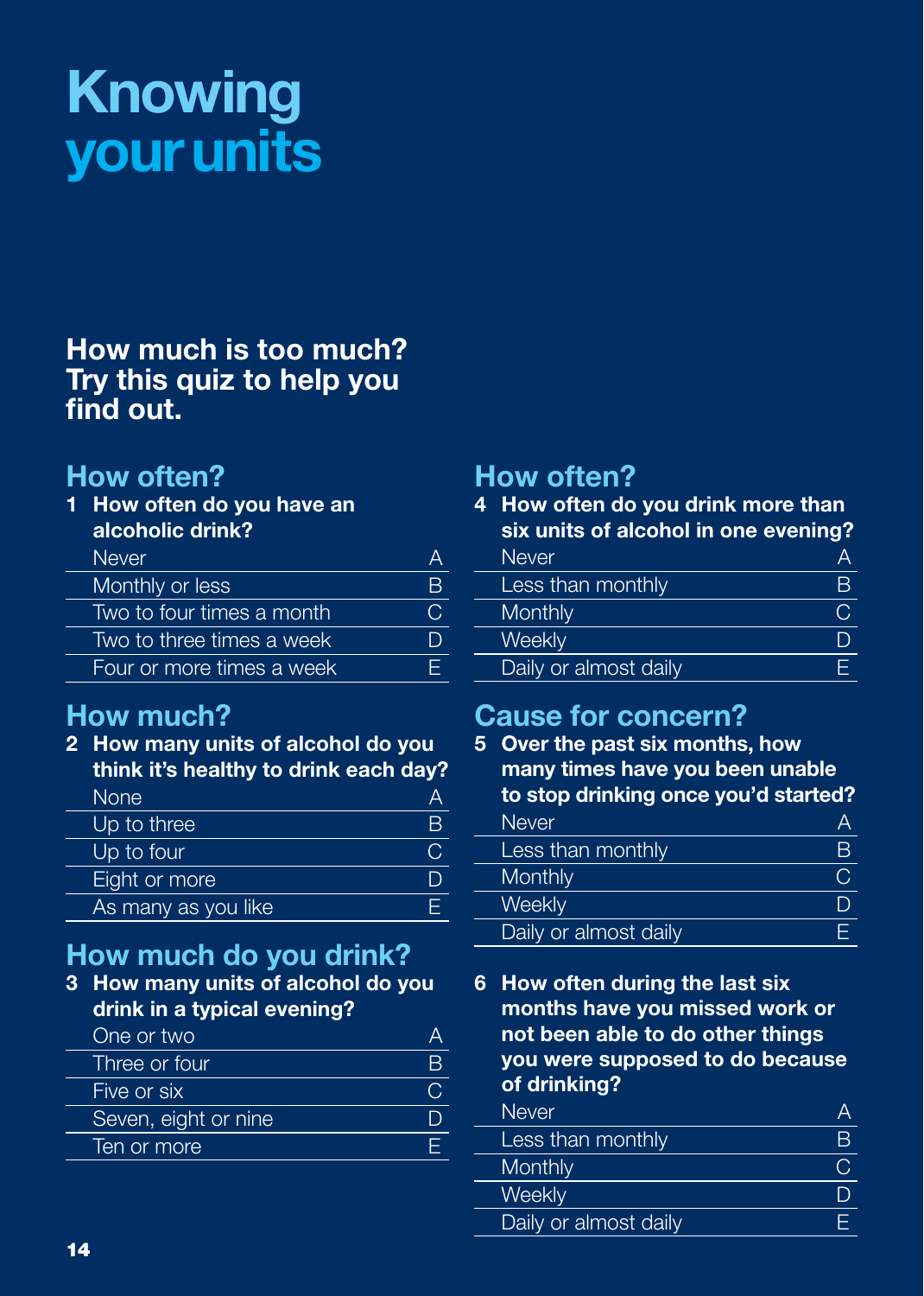# Knowing your units

## How much is too much? Try this quiz to help you find out.

### How often?

**1 How often do you have an alcoholic drink?**

| | |
|---|---|
| Never | A |
| Monthly or less | B |
| Two to four times a month | C |
| Two to three times a week | D |
| Four or more times a week | E |

### How much?

**2 How many units of alcohol do you think it's healthy to drink each day?**

| | |
|---|---|
| None | A |
| Up to three | B |
| Up to four | C |
| Eight or more | D |
| As many as you like | E |

### How much do you drink?

**3 How many units of alcohol do you drink in a typical evening?**

| | |
|---|---|
| One or two | A |
| Three or four | B |
| Five or six | C |
| Seven, eight or nine | D |
| Ten or more | E |

### How often?

**4 How often do you drink more than six units of alcohol in one evening?**

| | |
|---|---|
| Never | A |
| Less than monthly | B |
| Monthly | C |
| Weekly | D |
| Daily or almost daily | E |

### Cause for concern?

**5 Over the past six months, how many times have you been unable to stop drinking once you'd started?**

| | |
|---|---|
| Never | A |
| Less than monthly | B |
| Monthly | C |
| Weekly | D |
| Daily or almost daily | E |

**6 How often during the last six months have you missed work or not been able to do other things you were supposed to do because of drinking?**

| | |
|---|---|
| Never | A |
| Less than monthly | B |
| Monthly | C |
| Weekly | D |
| Daily or almost daily | E |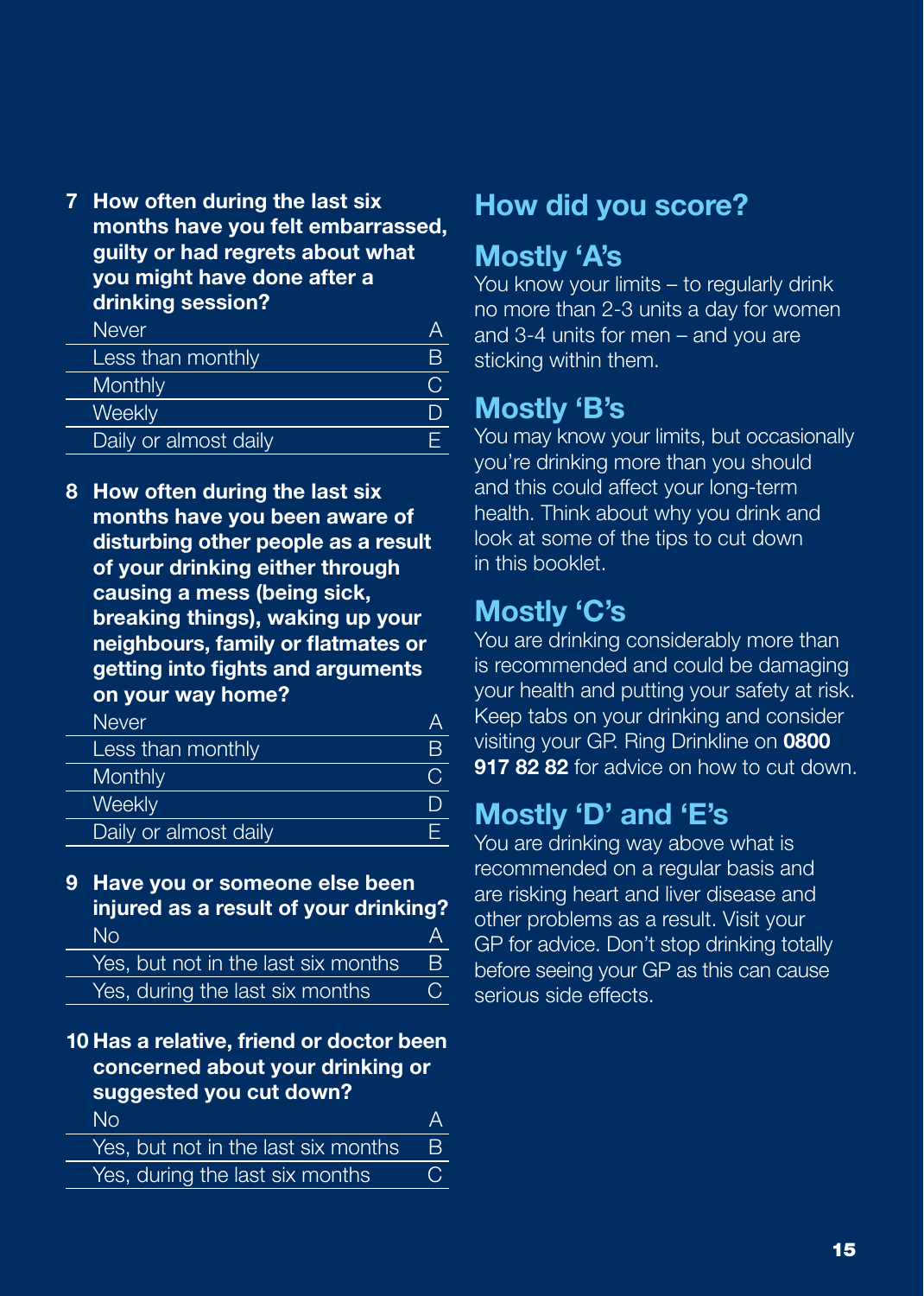**7 How often during the last six months have you felt embarrassed, guilty or had regrets about what you might have done after a drinking session?**

| | |
|---|---|
| Never | A |
| Less than monthly | B |
| Monthly | C |
| Weekly | D |
| Daily or almost daily | E |

**8 How often during the last six months have you been aware of disturbing other people as a result of your drinking either through causing a mess (being sick, breaking things), waking up your neighbours, family or flatmates or getting into fights and arguments on your way home?**

| | |
|---|---|
| Never | A |
| Less than monthly | B |
| Monthly | C |
| Weekly | D |
| Daily or almost daily | E |

**9 Have you or someone else been injured as a result of your drinking?**

| | |
|---|---|
| No | A |
| Yes, but not in the last six months | B |
| Yes, during the last six months | C |

**10 Has a relative, friend or doctor been concerned about your drinking or suggested you cut down?**

| | |
|---|---|
| No | A |
| Yes, but not in the last six months | B |
| Yes, during the last six months | C |

## How did you score?

## Mostly 'A's

You know your limits – to regularly drink no more than 2-3 units a day for women and 3-4 units for men – and you are sticking within them.

## Mostly 'B's

You may know your limits, but occasionally you're drinking more than you should and this could affect your long-term health. Think about why you drink and look at some of the tips to cut down in this booklet.

## Mostly 'C's

You are drinking considerably more than is recommended and could be damaging your health and putting your safety at risk. Keep tabs on your drinking and consider visiting your GP. Ring Drinkline on **0800 917 82 82** for advice on how to cut down.

## Mostly 'D' and 'E's

You are drinking way above what is recommended on a regular basis and are risking heart and liver disease and other problems as a result. Visit your GP for advice. Don't stop drinking totally before seeing your GP as this can cause serious side effects.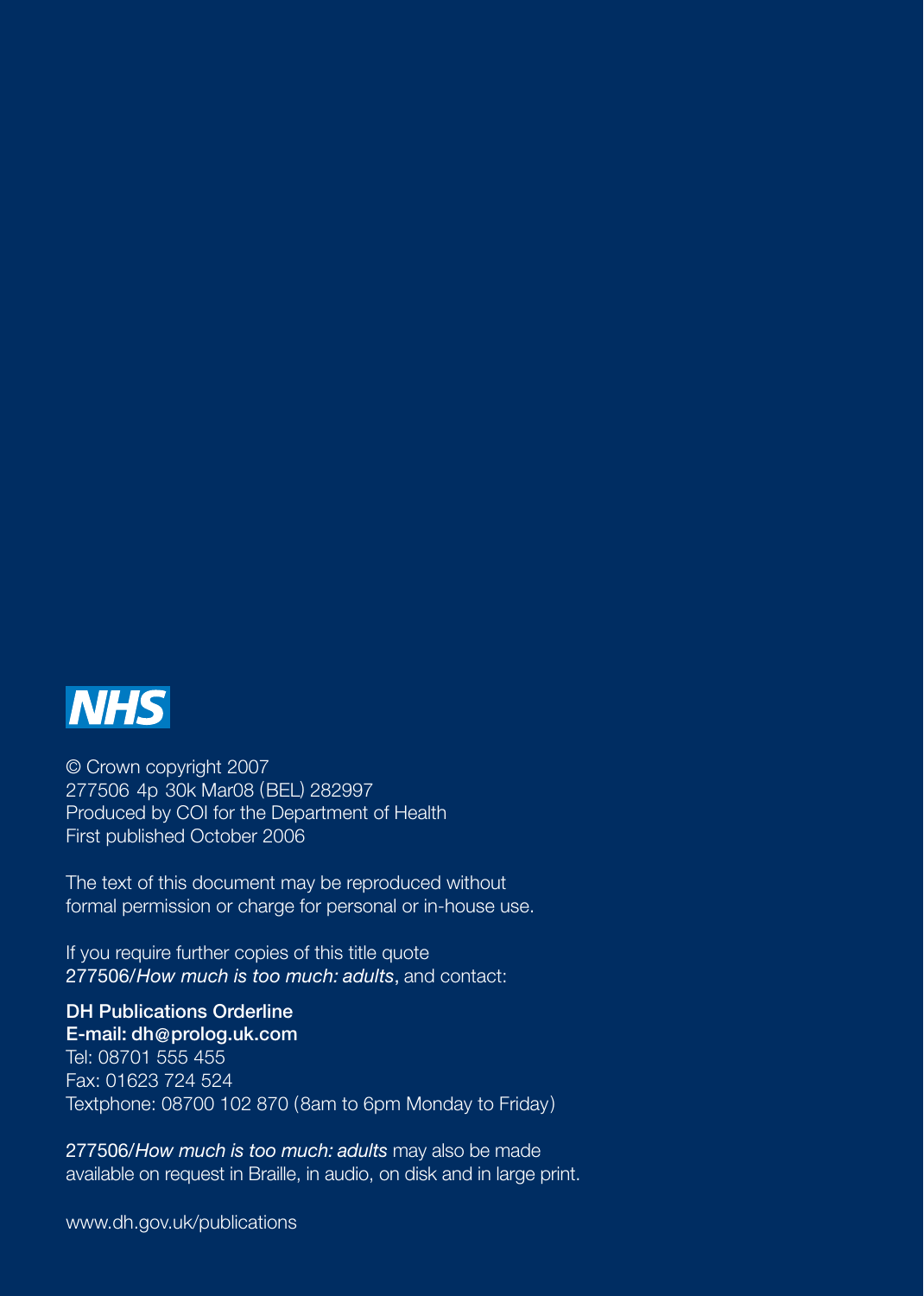NHS

© Crown copyright 2007
277506 4p 30k Mar08 (BEL) 282997
Produced by COI for the Department of Health
First published October 2006

The text of this document may be reproduced without formal permission or charge for personal or in-house use.

If you require further copies of this title quote 277506/*How much is too much: adults*, and contact:

**DH Publications Orderline**
**E-mail: dh@prolog.uk.com**
Tel: 08701 555 455
Fax: 01623 724 524
Textphone: 08700 102 870 (8am to 6pm Monday to Friday)

277506/*How much is too much: adults* may also be made available on request in Braille, in audio, on disk and in large print.

www.dh.gov.uk/publications